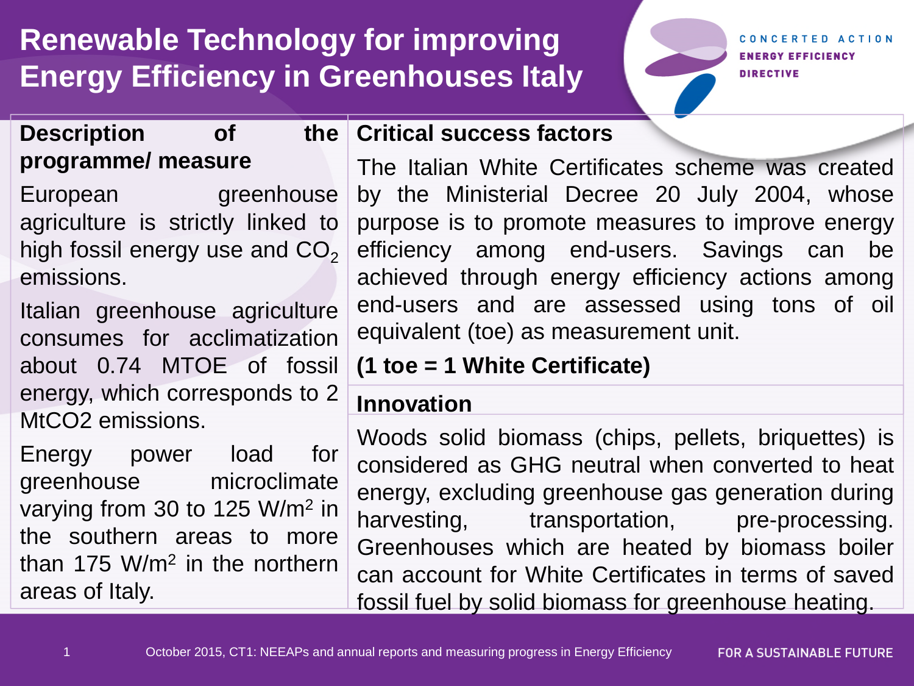# Renewable Technology for improving Energy Efficiency in Greenhouses Italy

CONCERTED ACTION
ENERGY EFFICIENCY
DIRECTIVE

## Description of the programme/ measure

European greenhouse agriculture is strictly linked to high fossil energy use and $CO_2$ emissions.

Italian greenhouse agriculture consumes for acclimatization about 0.74 MTOE of fossil energy, which corresponds to 2 MtCO2 emissions.

Energy power load for greenhouse microclimate varying from 30 to 125 W/m$^2$ in the southern areas to more than 175 W/m$^2$ in the northern areas of Italy.

## Critical success factors

The Italian White Certificates scheme was created by the Ministerial Decree 20 July 2004, whose purpose is to promote measures to improve energy efficiency among end-users. Savings can be achieved through energy efficiency actions among end-users and are assessed using tons of oil equivalent (toe) as measurement unit.

**(1 toe = 1 White Certificate)**

## Innovation

Woods solid biomass (chips, pellets, briquettes) is considered as GHG neutral when converted to heat energy, excluding greenhouse gas generation during harvesting, transportation, pre-processing. Greenhouses which are heated by biomass boiler can account for White Certificates in terms of saved fossil fuel by solid biomass for greenhouse heating.

October 2015, CT1: NEEAPs and annual reports and measuring progress in Energy Efficiency

FOR A SUSTAINABLE FUTURE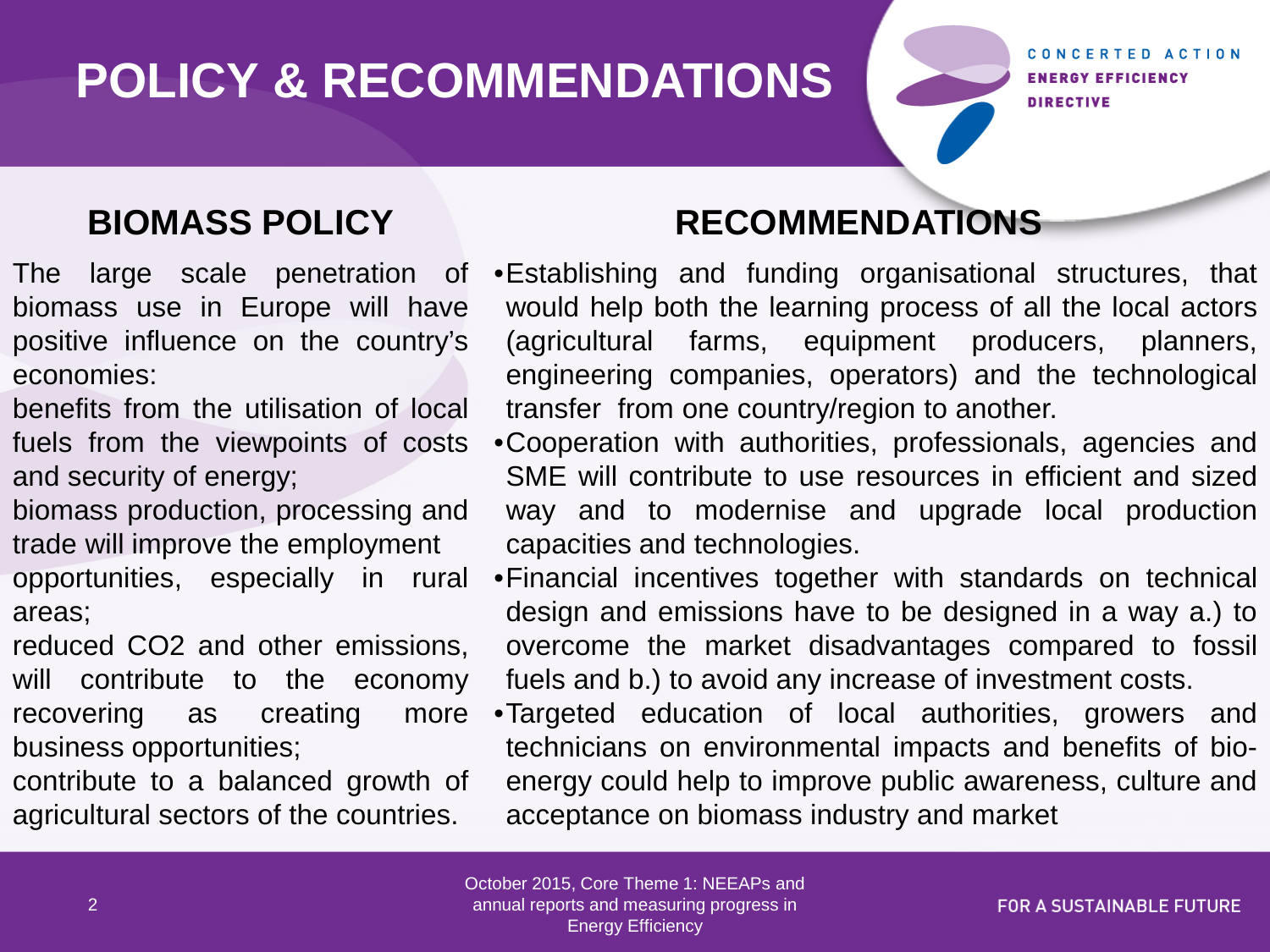# POLICY & RECOMMENDATIONS

## BIOMASS POLICY

The large scale penetration of biomass use in Europe will have positive influence on the country's economies:

benefits from the utilisation of local fuels from the viewpoints of costs and security of energy;

biomass production, processing and trade will improve the employment opportunities, especially in rural areas;

reduced $CO_2$ and other emissions, will contribute to the economy recovering as creating more business opportunities;

contribute to a balanced growth of agricultural sectors of the countries.

## RECOMMENDATIONS

- Establishing and funding organisational structures, that would help both the learning process of all the local actors (agricultural farms, equipment producers, planners, engineering companies, operators) and the technological transfer from one country/region to another.
- Cooperation with authorities, professionals, agencies and SME will contribute to use resources in efficient and sized way and to modernise and upgrade local production capacities and technologies.
- Financial incentives together with standards on technical design and emissions have to be designed in a way a.) to overcome the market disadvantages compared to fossil fuels and b.) to avoid any increase of investment costs.
- Targeted education of local authorities, growers and technicians on environmental impacts and benefits of bio-energy could help to improve public awareness, culture and acceptance on biomass industry and market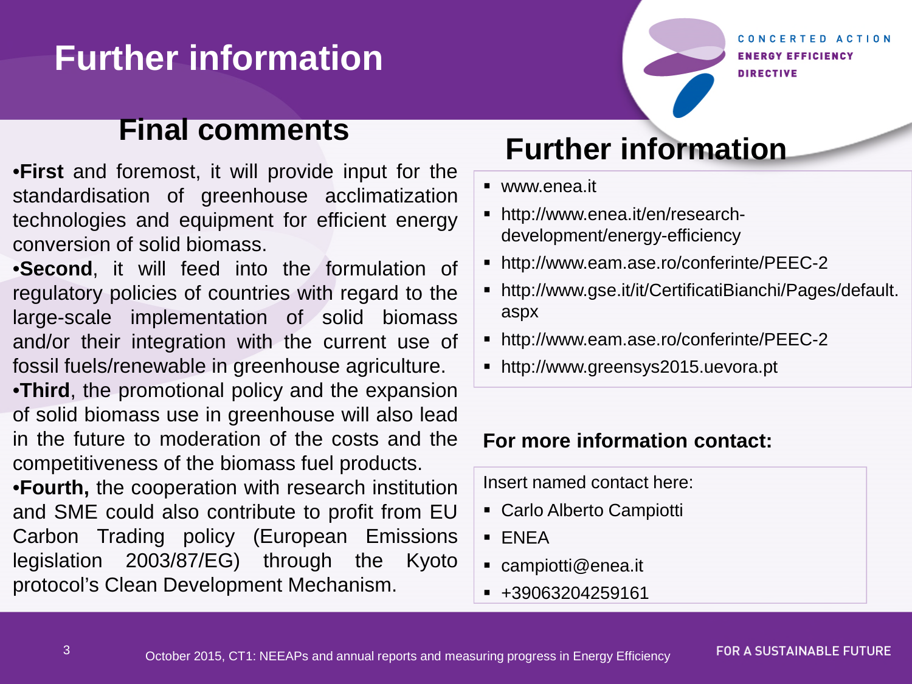# Further information

## Final comments

•**First** and foremost, it will provide input for the standardisation of greenhouse acclimatization technologies and equipment for efficient energy conversion of solid biomass.

•**Second**, it will feed into the formulation of regulatory policies of countries with regard to the large-scale implementation of solid biomass and/or their integration with the current use of fossil fuels/renewable in greenhouse agriculture.

•**Third**, the promotional policy and the expansion of solid biomass use in greenhouse will also lead in the future to moderation of the costs and the competitiveness of the biomass fuel products.

•**Fourth,** the cooperation with research institution and SME could also contribute to profit from EU Carbon Trading policy (European Emissions legislation 2003/87/EG) through the Kyoto protocol's Clean Development Mechanism.

## Further information

- www.enea.it
- http://www.enea.it/en/research-development/energy-efficiency
- http://www.eam.ase.ro/conferinte/PEEC-2
- http://www.gse.it/it/CertificatiBianchi/Pages/default.aspx
- http://www.eam.ase.ro/conferinte/PEEC-2
- http://www.greensys2015.uevora.pt

**For more information contact:**

Insert named contact here:

- Carlo Alberto Campiotti
- ENEA
- campiotti@enea.it
- +39063204259161